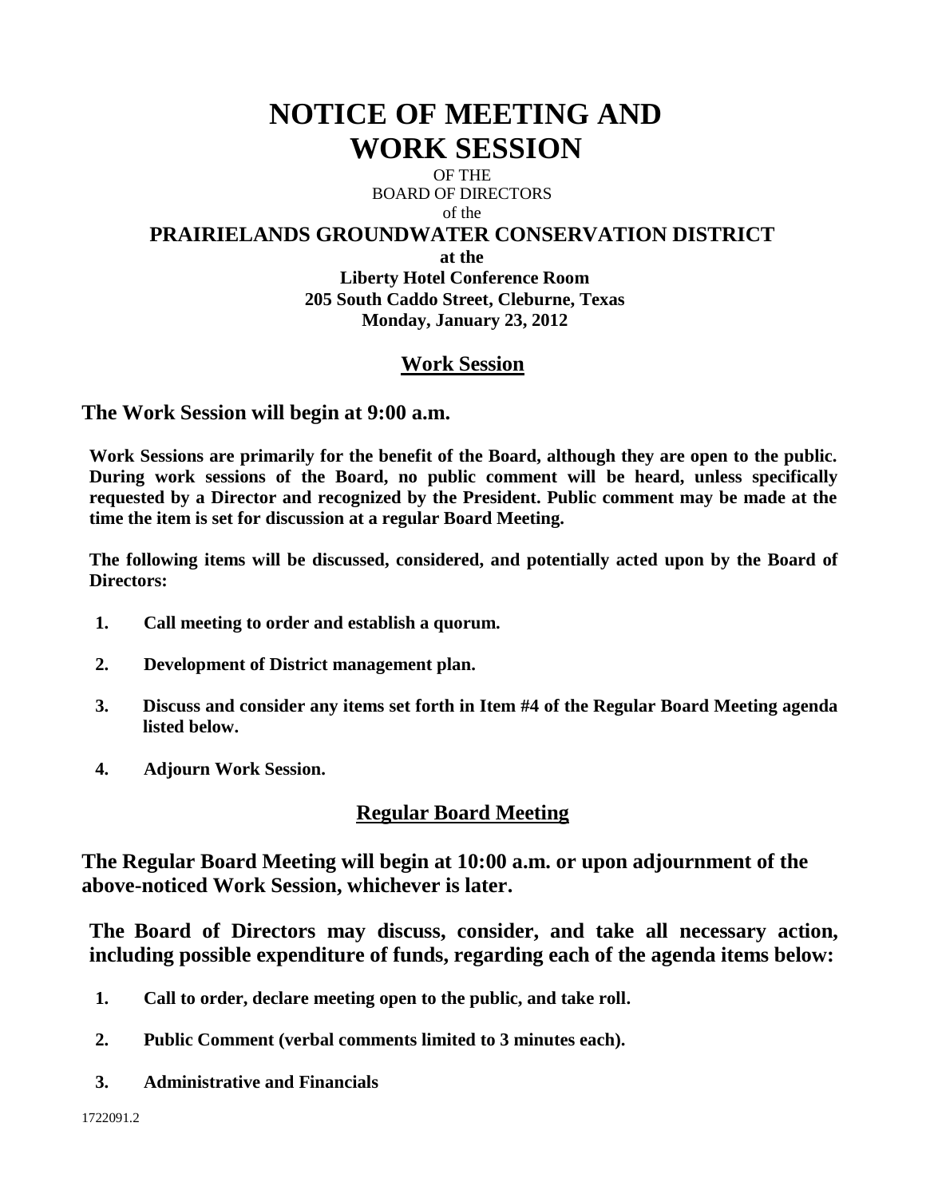# NOTICE OF MEETING AND WORK SESSION

OF THE
BOARD OF DIRECTORS
of the

**PRAIRIELANDS GROUNDWATER CONSERVATION DISTRICT**

**at the**
**Liberty Hotel Conference Room**
**205 South Caddo Street, Cleburne, Texas**
**Monday, January 23, 2012**

## Work Session

### The Work Session will begin at 9:00 a.m.

**Work Sessions are primarily for the benefit of the Board, although they are open to the public. During work sessions of the Board, no public comment will be heard, unless specifically requested by a Director and recognized by the President. Public comment may be made at the time the item is set for discussion at a regular Board Meeting.**

**The following items will be discussed, considered, and potentially acted upon by the Board of Directors:**

1. **Call meeting to order and establish a quorum.**
2. **Development of District management plan.**
3. **Discuss and consider any items set forth in Item #4 of the Regular Board Meeting agenda listed below.**
4. **Adjourn Work Session.**

## Regular Board Meeting

### The Regular Board Meeting will begin at 10:00 a.m. or upon adjournment of the above-noticed Work Session, whichever is later.

**The Board of Directors may discuss, consider, and take all necessary action, including possible expenditure of funds, regarding each of the agenda items below:**

1. **Call to order, declare meeting open to the public, and take roll.**
2. **Public Comment (verbal comments limited to 3 minutes each).**
3. **Administrative and Financials**

1722091.2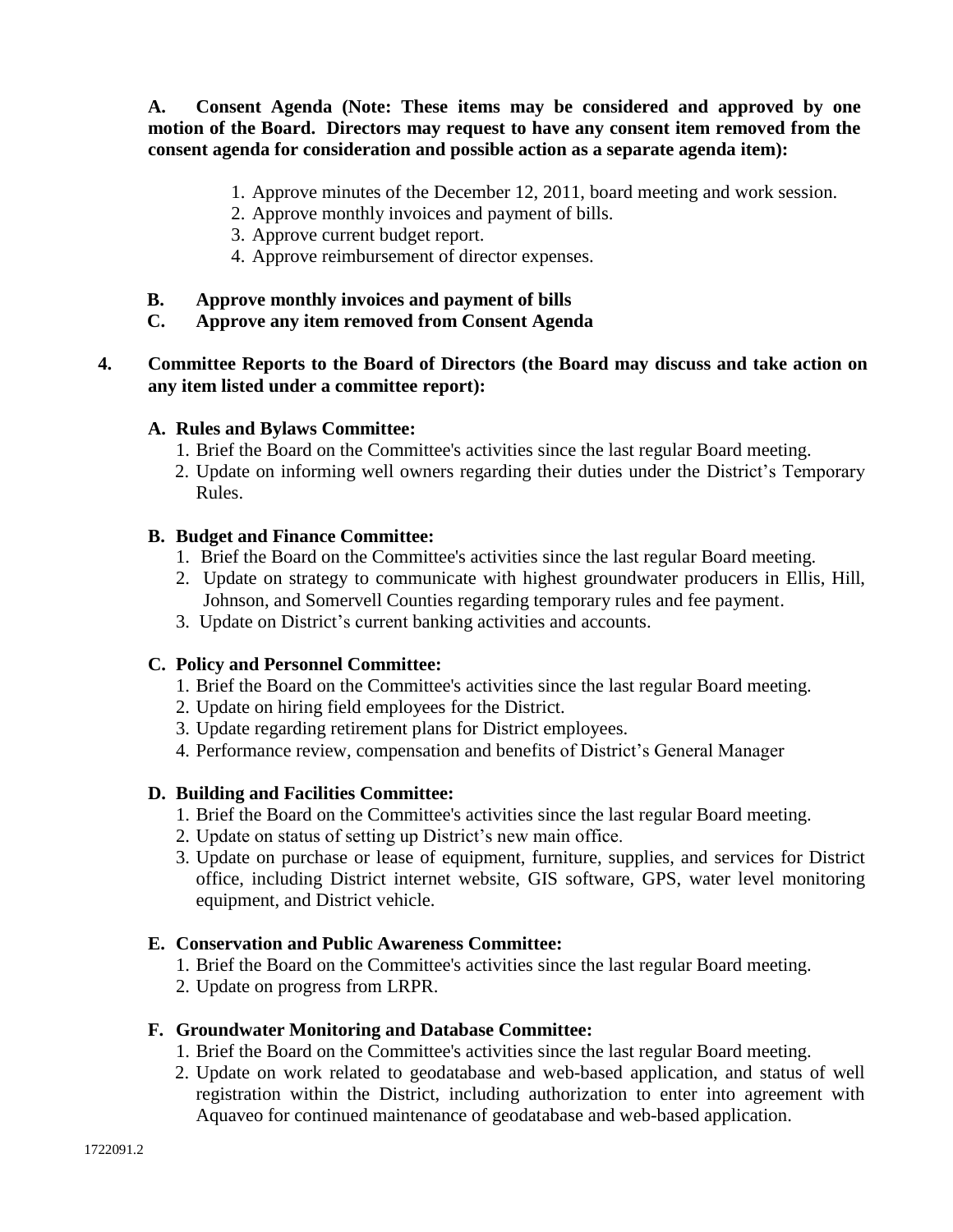**A. Consent Agenda (Note: These items may be considered and approved by one motion of the Board. Directors may request to have any consent item removed from the consent agenda for consideration and possible action as a separate agenda item):**

1. Approve minutes of the December 12, 2011, board meeting and work session.
2. Approve monthly invoices and payment of bills.
3. Approve current budget report.
4. Approve reimbursement of director expenses.

**B. Approve monthly invoices and payment of bills**

**C. Approve any item removed from Consent Agenda**

**4. Committee Reports to the Board of Directors (the Board may discuss and take action on any item listed under a committee report):**

**A. Rules and Bylaws Committee:**

1. Brief the Board on the Committee's activities since the last regular Board meeting.
2. Update on informing well owners regarding their duties under the District's Temporary Rules.

**B. Budget and Finance Committee:**

1. Brief the Board on the Committee's activities since the last regular Board meeting.
2. Update on strategy to communicate with highest groundwater producers in Ellis, Hill, Johnson, and Somervell Counties regarding temporary rules and fee payment.
3. Update on District's current banking activities and accounts.

**C. Policy and Personnel Committee:**

1. Brief the Board on the Committee's activities since the last regular Board meeting.
2. Update on hiring field employees for the District.
3. Update regarding retirement plans for District employees.
4. Performance review, compensation and benefits of District's General Manager

**D. Building and Facilities Committee:**

1. Brief the Board on the Committee's activities since the last regular Board meeting.
2. Update on status of setting up District's new main office.
3. Update on purchase or lease of equipment, furniture, supplies, and services for District office, including District internet website, GIS software, GPS, water level monitoring equipment, and District vehicle.

**E. Conservation and Public Awareness Committee:**

1. Brief the Board on the Committee's activities since the last regular Board meeting.
2. Update on progress from LRPR.

**F. Groundwater Monitoring and Database Committee:**

1. Brief the Board on the Committee's activities since the last regular Board meeting.
2. Update on work related to geodatabase and web-based application, and status of well registration within the District, including authorization to enter into agreement with Aquaveo for continued maintenance of geodatabase and web-based application.

1722091.2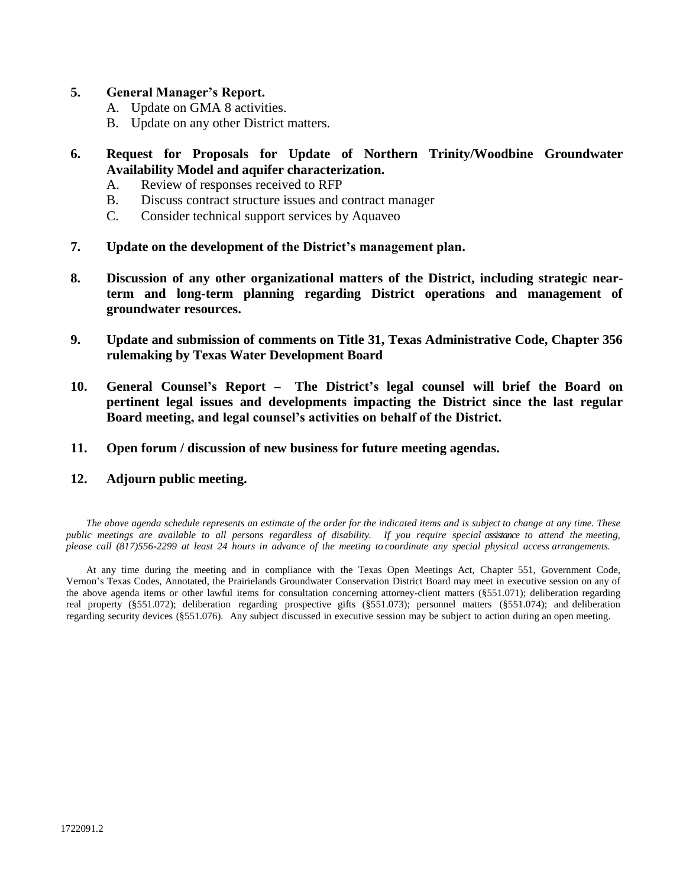**5. General Manager's Report.**

A. Update on GMA 8 activities.
B. Update on any other District matters.

**6. Request for Proposals for Update of Northern Trinity/Woodbine Groundwater Availability Model and aquifer characterization.**

A. Review of responses received to RFP
B. Discuss contract structure issues and contract manager
C. Consider technical support services by Aquaveo

**7. Update on the development of the District's management plan.**

**8. Discussion of any other organizational matters of the District, including strategic near-term and long-term planning regarding District operations and management of groundwater resources.**

**9. Update and submission of comments on Title 31, Texas Administrative Code, Chapter 356 rulemaking by Texas Water Development Board**

**10. General Counsel's Report – The District's legal counsel will brief the Board on pertinent legal issues and developments impacting the District since the last regular Board meeting, and legal counsel's activities on behalf of the District.**

**11. Open forum / discussion of new business for future meeting agendas.**

**12. Adjourn public meeting.**

*The above agenda schedule represents an estimate of the order for the indicated items and is subject to change at any time. These public meetings are available to all persons regardless of disability. If you require special assistance to attend the meeting, please call (817)556-2299 at least 24 hours in advance of the meeting to coordinate any special physical access arrangements.*

At any time during the meeting and in compliance with the Texas Open Meetings Act, Chapter 551, Government Code, Vernon's Texas Codes, Annotated, the Prairielands Groundwater Conservation District Board may meet in executive session on any of the above agenda items or other lawful items for consultation concerning attorney-client matters (§551.071); deliberation regarding real property (§551.072); deliberation regarding prospective gifts (§551.073); personnel matters (§551.074); and deliberation regarding security devices (§551.076). Any subject discussed in executive session may be subject to action during an open meeting.

1722091.2